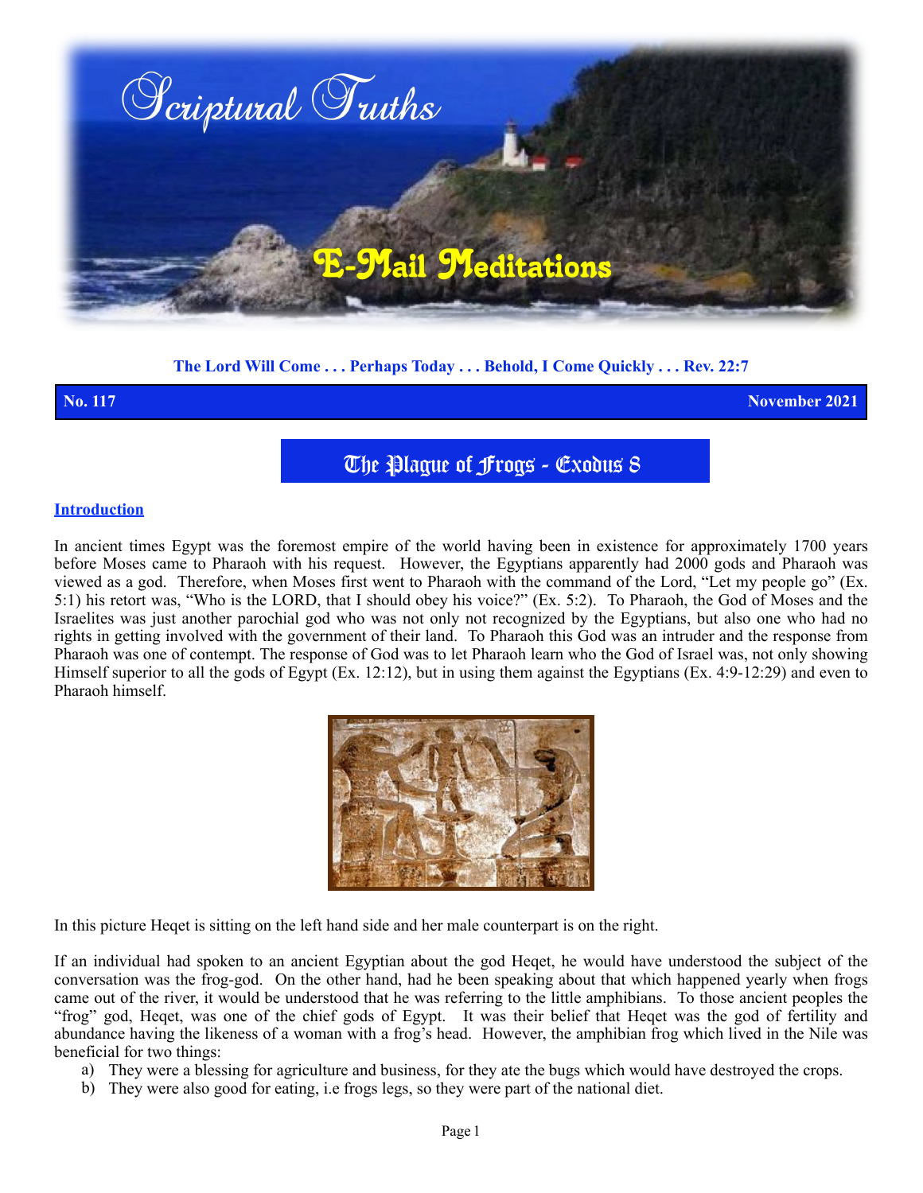# Scriptural Truths

## E-Mail Meditations

**The Lord Will Come . . . Perhaps Today . . . Behold, I Come Quickly . . . Rev. 22:7**

**No. 117** **November 2021**

# The Plague of Frogs - Exodus 8

## Introduction

In ancient times Egypt was the foremost empire of the world having been in existence for approximately 1700 years before Moses came to Pharaoh with his request. However, the Egyptians apparently had 2000 gods and Pharaoh was viewed as a god. Therefore, when Moses first went to Pharaoh with the command of the Lord, "Let my people go" (Ex. 5:1) his retort was, "Who is the LORD, that I should obey his voice?" (Ex. 5:2). To Pharaoh, the God of Moses and the Israelites was just another parochial god who was not only not recognized by the Egyptians, but also one who had no rights in getting involved with the government of their land. To Pharaoh this God was an intruder and the response from Pharaoh was one of contempt. The response of God was to let Pharaoh learn who the God of Israel was, not only showing Himself superior to all the gods of Egypt (Ex. 12:12), but in using them against the Egyptians (Ex. 4:9-12:29) and even to Pharaoh himself.

In this picture Heqet is sitting on the left hand side and her male counterpart is on the right.

If an individual had spoken to an ancient Egyptian about the god Heqet, he would have understood the subject of the conversation was the frog-god. On the other hand, had he been speaking about that which happened yearly when frogs came out of the river, it would be understood that he was referring to the little amphibians. To those ancient peoples the "frog" god, Heqet, was one of the chief gods of Egypt. It was their belief that Heqet was the god of fertility and abundance having the likeness of a woman with a frog's head. However, the amphibian frog which lived in the Nile was beneficial for two things:

a) They were a blessing for agriculture and business, for they ate the bugs which would have destroyed the crops.
b) They were also good for eating, i.e frogs legs, so they were part of the national diet.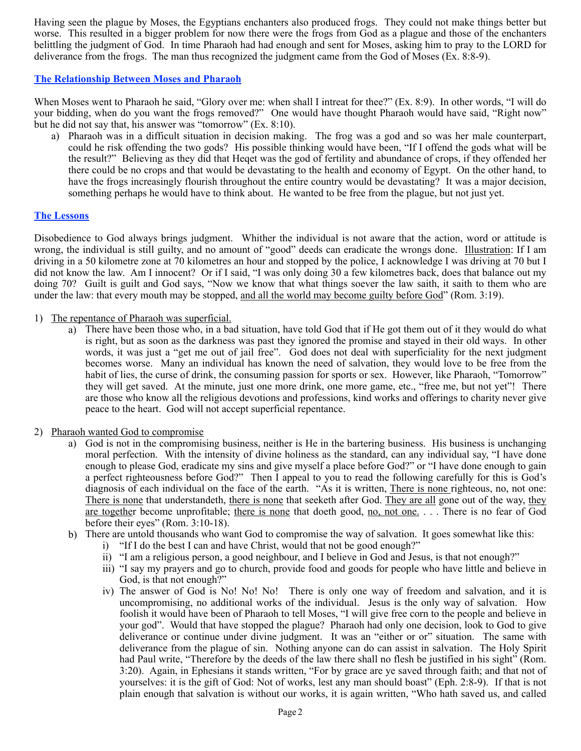Having seen the plague by Moses, the Egyptians enchanters also produced frogs. They could not make things better but worse. This resulted in a bigger problem for now there were the frogs from God as a plague and those of the enchanters belittling the judgment of God. In time Pharaoh had had enough and sent for Moses, asking him to pray to the LORD for deliverance from the frogs. The man thus recognized the judgment came from the God of Moses (Ex. 8:8-9).

## The Relationship Between Moses and Pharaoh

When Moses went to Pharaoh he said, "Glory over me: when shall I intreat for thee?" (Ex. 8:9). In other words, "I will do your bidding, when do you want the frogs removed?" One would have thought Pharaoh would have said, "Right now" but he did not say that, his answer was "tomorrow" (Ex. 8:10).

a) Pharaoh was in a difficult situation in decision making. The frog was a god and so was her male counterpart, could he risk offending the two gods? His possible thinking would have been, "If I offend the gods what will be the result?" Believing as they did that Heqet was the god of fertility and abundance of crops, if they offended her there could be no crops and that would be devastating to the health and economy of Egypt. On the other hand, to have the frogs increasingly flourish throughout the entire country would be devastating? It was a major decision, something perhaps he would have to think about. He wanted to be free from the plague, but not just yet.

## The Lessons

Disobedience to God always brings judgment. Whither the individual is not aware that the action, word or attitude is wrong, the individual is still guilty, and no amount of "good" deeds can eradicate the wrongs done. Illustration: If I am driving in a 50 kilometre zone at 70 kilometres an hour and stopped by the police, I acknowledge I was driving at 70 but I did not know the law. Am I innocent? Or if I said, "I was only doing 30 a few kilometres back, does that balance out my doing 70? Guilt is guilt and God says, "Now we know that what things soever the law saith, it saith to them who are under the law: that every mouth may be stopped, and all the world may become guilty before God" (Rom. 3:19).

1) The repentance of Pharaoh was superficial.
   a) There have been those who, in a bad situation, have told God that if He got them out of it they would do what is right, but as soon as the darkness was past they ignored the promise and stayed in their old ways. In other words, it was just a "get me out of jail free". God does not deal with superficiality for the next judgment becomes worse. Many an individual has known the need of salvation, they would love to be free from the habit of lies, the curse of drink, the consuming passion for sports or sex. However, like Pharaoh, "Tomorrow" they will get saved. At the minute, just one more drink, one more game, etc., "free me, but not yet"! There are those who know all the religious devotions and professions, kind works and offerings to charity never give peace to the heart. God will not accept superficial repentance.

2) Pharaoh wanted God to compromise
   a) God is not in the compromising business, neither is He in the bartering business. His business is unchanging moral perfection. With the intensity of divine holiness as the standard, can any individual say, "I have done enough to please God, eradicate my sins and give myself a place before God?" or "I have done enough to gain a perfect righteousness before God?" Then I appeal to you to read the following carefully for this is God's diagnosis of each individual on the face of the earth. "As it is written, There is none righteous, no, not one: There is none that understandeth, there is none that seeketh after God. They are all gone out of the way, they are together become unprofitable; there is none that doeth good, no, not one. . . . There is no fear of God before their eyes" (Rom. 3:10-18).
   b) There are untold thousands who want God to compromise the way of salvation. It goes somewhat like this:
      i) "If I do the best I can and have Christ, would that not be good enough?"
      ii) "I am a religious person, a good neighbour, and I believe in God and Jesus, is that not enough?"
      iii) "I say my prayers and go to church, provide food and goods for people who have little and believe in God, is that not enough?"
      iv) The answer of God is No! No! No! There is only one way of freedom and salvation, and it is uncompromising, no additional works of the individual. Jesus is the only way of salvation. How foolish it would have been of Pharaoh to tell Moses, "I will give free corn to the people and believe in your god". Would that have stopped the plague? Pharaoh had only one decision, look to God to give deliverance or continue under divine judgment. It was an "either or or" situation. The same with deliverance from the plague of sin. Nothing anyone can do can assist in salvation. The Holy Spirit had Paul write, "Therefore by the deeds of the law there shall no flesh be justified in his sight" (Rom. 3:20). Again, in Ephesians it stands written, "For by grace are ye saved through faith; and that not of yourselves: it is the gift of God: Not of works, lest any man should boast" (Eph. 2:8-9). If that is not plain enough that salvation is without our works, it is again written, "Who hath saved us, and called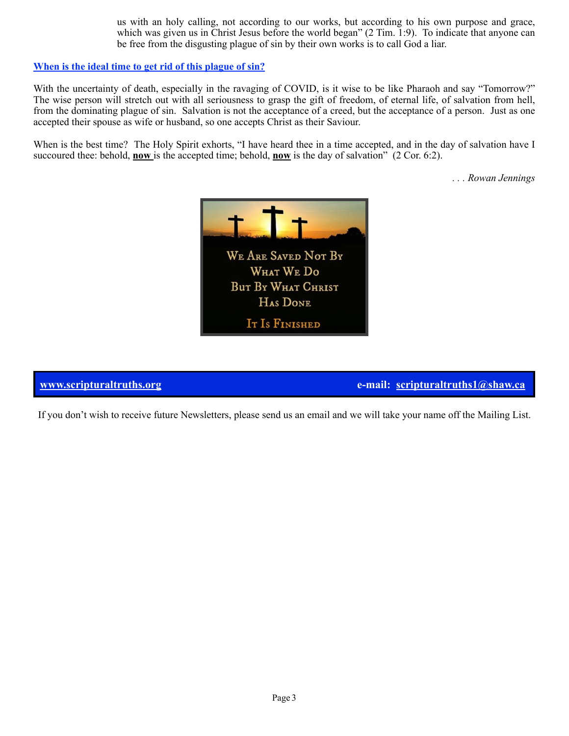us with an holy calling, not according to our works, but according to his own purpose and grace, which was given us in Christ Jesus before the world began" (2 Tim. 1:9). To indicate that anyone can be free from the disgusting plague of sin by their own works is to call God a liar.

### When is the ideal time to get rid of this plague of sin?

With the uncertainty of death, especially in the ravaging of COVID, is it wise to be like Pharaoh and say "Tomorrow?" The wise person will stretch out with all seriousness to grasp the gift of freedom, of eternal life, of salvation from hell, from the dominating plague of sin. Salvation is not the acceptance of a creed, but the acceptance of a person. Just as one accepted their spouse as wife or husband, so one accepts Christ as their Saviour.

When is the best time? The Holy Spirit exhorts, "I have heard thee in a time accepted, and in the day of salvation have I succoured thee: behold, **now** is the accepted time; behold, **now** is the day of salvation" (2 Cor. 6:2).

*. . . Rowan Jennings*

We Are Saved Not By
What We Do
But By What Christ
Has Done

It Is Finished

**www.scripturaltruths.org** **e-mail: scripturaltruths1@shaw.ca**

If you don't wish to receive future Newsletters, please send us an email and we will take your name off the Mailing List.